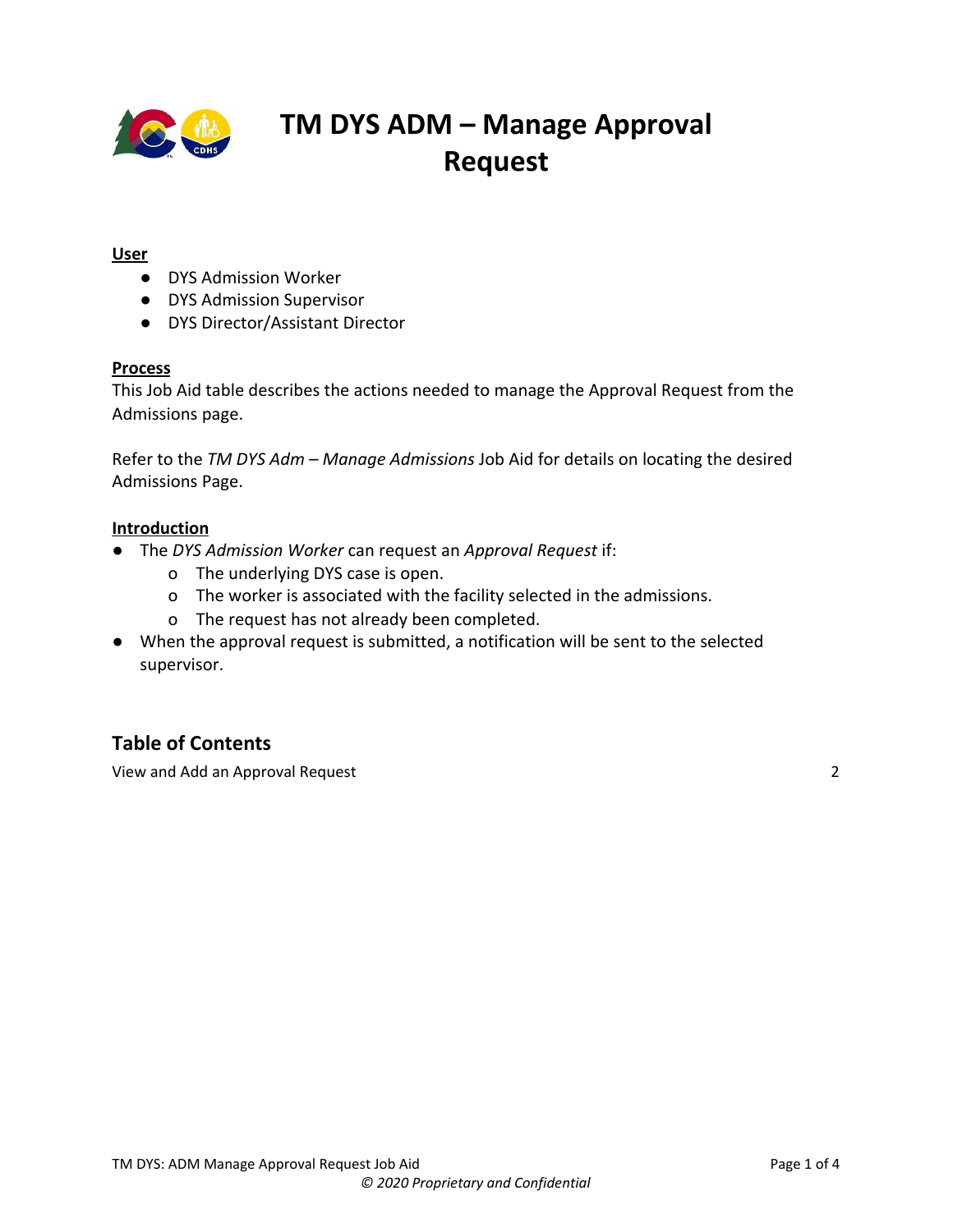# TM DYS ADM – Manage Approval Request

**User**

- DYS Admission Worker
- DYS Admission Supervisor
- DYS Director/Assistant Director

**Process**

This Job Aid table describes the actions needed to manage the Approval Request from the Admissions page.

Refer to the *TM DYS Adm – Manage Admissions* Job Aid for details on locating the desired Admissions Page.

**Introduction**

- The *DYS Admission Worker* can request an *Approval Request* if:
  - The underlying DYS case is open.
  - The worker is associated with the facility selected in the admissions.
  - The request has not already been completed.
- When the approval request is submitted, a notification will be sent to the selected supervisor.

## Table of Contents

View and Add an Approval Request 2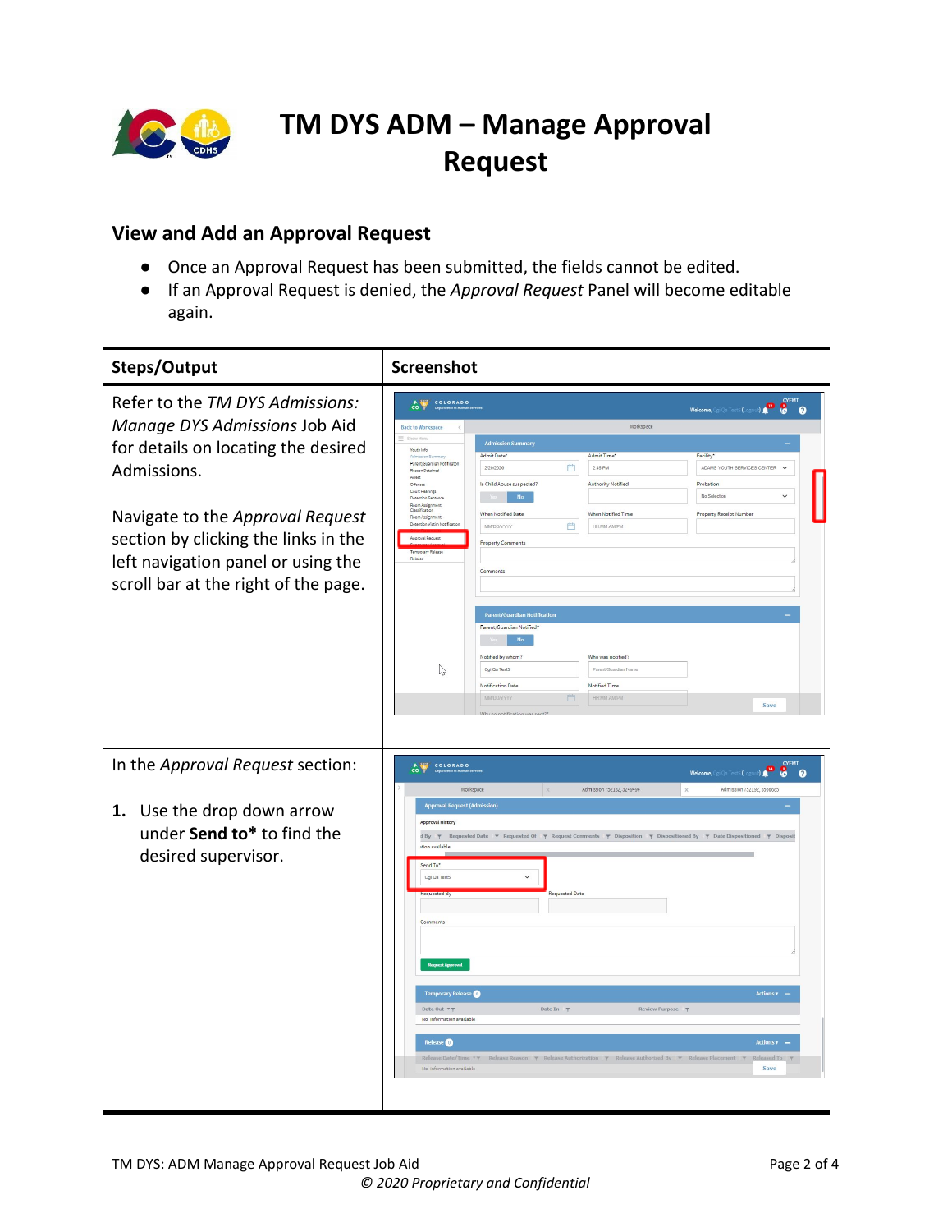# TM DYS ADM – Manage Approval Request

## View and Add an Approval Request

- Once an Approval Request has been submitted, the fields cannot be edited.
- If an Approval Request is denied, the *Approval Request* Panel will become editable again.

| Steps/Output | Screenshot |
|---|---|
| Refer to the *TM DYS Admissions: Manage DYS Admissions* Job Aid for details on locating the desired Admissions.<br><br>Navigate to the *Approval Request* section by clicking the links in the left navigation panel or using the scroll bar at the right of the page. | |
| In the *Approval Request* section:<br><br>**1.** Use the drop down arrow under **Send to\*** to find the desired supervisor. | |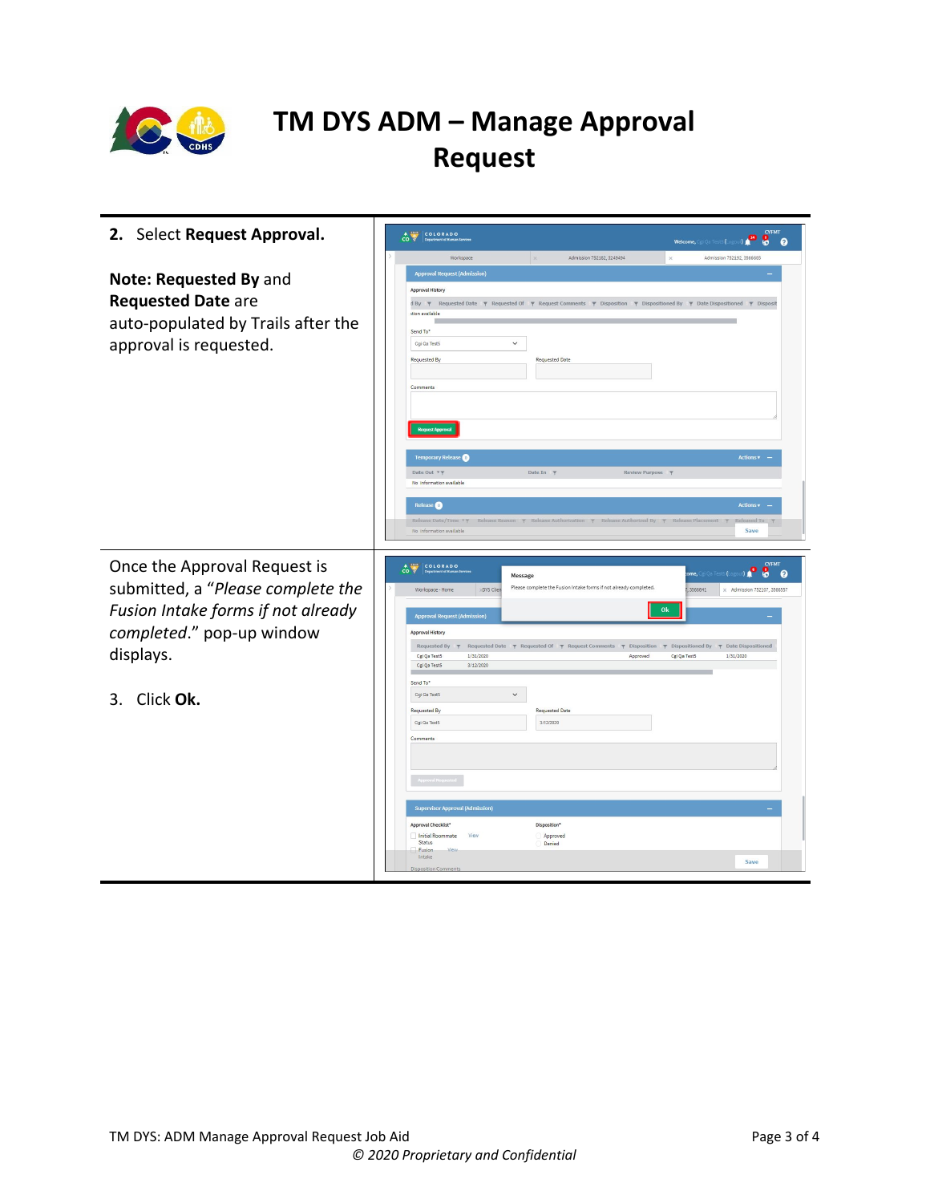# TM DYS ADM – Manage Approval Request

2. Select **Request Approval.**

**Note: Requested By** and **Requested Date** are auto-populated by Trails after the approval is requested.

Once the Approval Request is submitted, a "*Please complete the Fusion Intake forms if not already completed*." pop-up window displays.

3. Click **Ok.**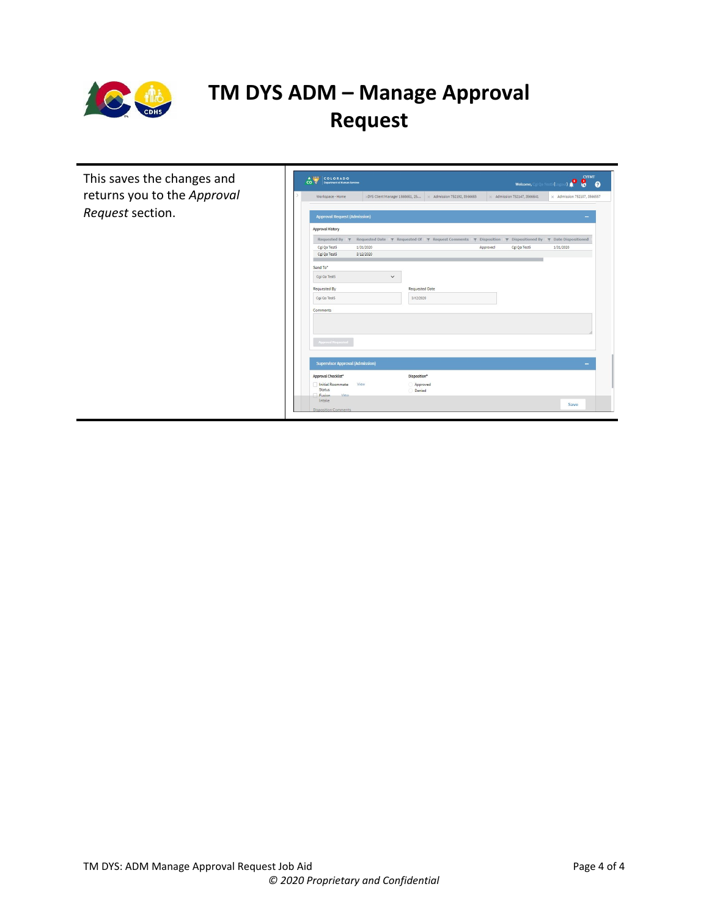# TM DYS ADM – Manage Approval Request

This saves the changes and returns you to the *Approval Request* section.